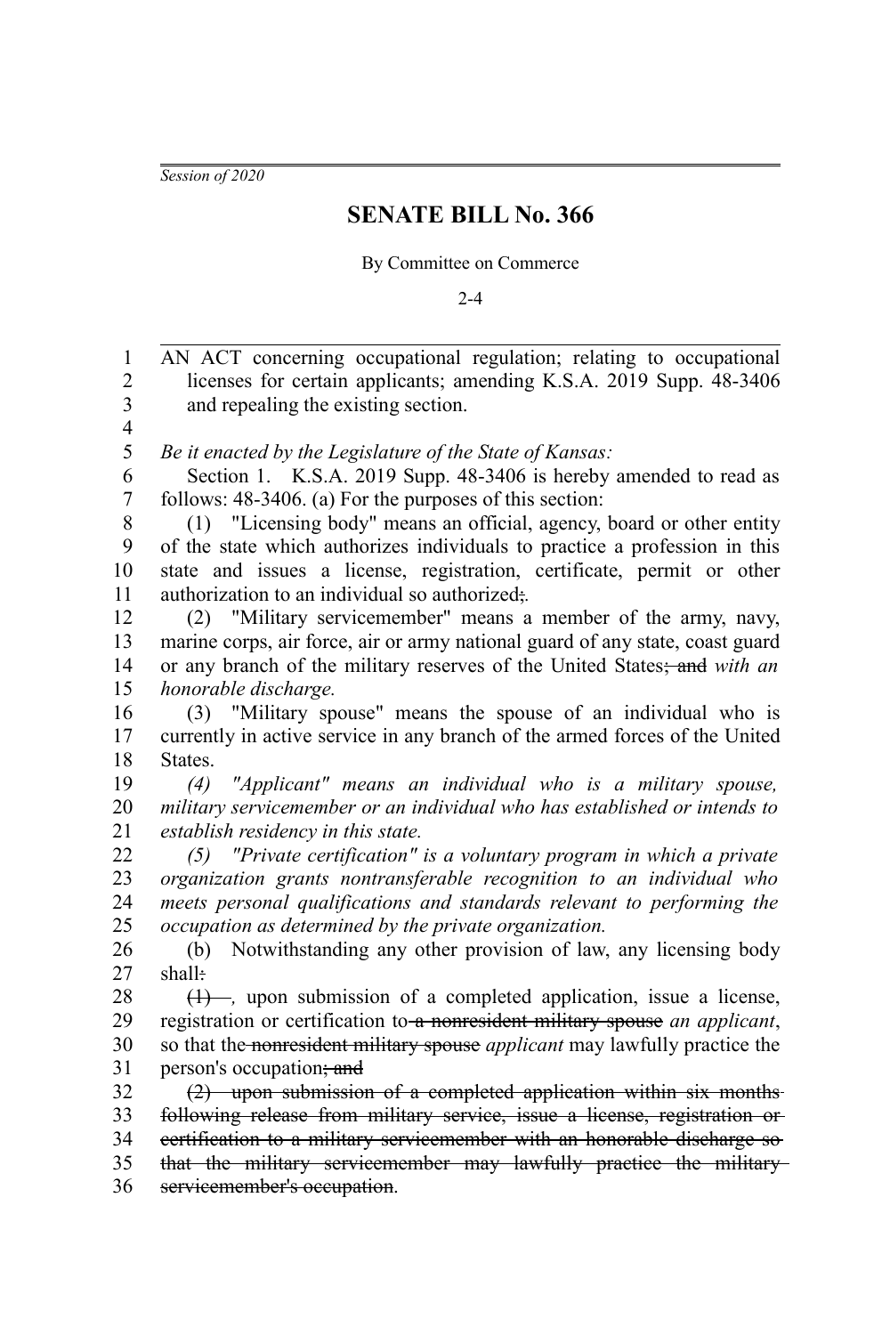*Session of 2020*

# SENATE BILL No. 366

By Committee on Commerce

2-4

AN ACT concerning occupational regulation; relating to occupational licenses for certain applicants; amending K.S.A. 2019 Supp. 48-3406 and repealing the existing section.

*Be it enacted by the Legislature of the State of Kansas:*

Section 1. K.S.A. 2019 Supp. 48-3406 is hereby amended to read as follows: 48-3406. (a) For the purposes of this section:

(1) "Licensing body" means an official, agency, board or other entity of the state which authorizes individuals to practice a profession in this state and issues a license, registration, certificate, permit or other authorization to an individual so authorized~~;~~*.*

(2) "Military servicemember" means a member of the army, navy, marine corps, air force, air or army national guard of any state, coast guard or any branch of the military reserves of the United States~~; and~~ *with an honorable discharge.*

(3) "Military spouse" means the spouse of an individual who is currently in active service in any branch of the armed forces of the United States.

*(4) "Applicant" means an individual who is a military spouse, military servicemember or an individual who has established or intends to establish residency in this state.*

*(5) "Private certification" is a voluntary program in which a private organization grants nontransferable recognition to an individual who meets personal qualifications and standards relevant to performing the occupation as determined by the private organization.*

(b) Notwithstanding any other provision of law, any licensing body shall~~:~~

~~(1)~~ *,* upon submission of a completed application, issue a license, registration or certification to ~~a nonresident military spouse~~ *an applicant*, so that the ~~nonresident military spouse~~ *applicant* may lawfully practice the person's occupation~~; and~~

~~(2) upon submission of a completed application within six months following release from military service, issue a license, registration or certification to a military servicemember with an honorable discharge so that the military servicemember may lawfully practice the military servicemember's occupation~~.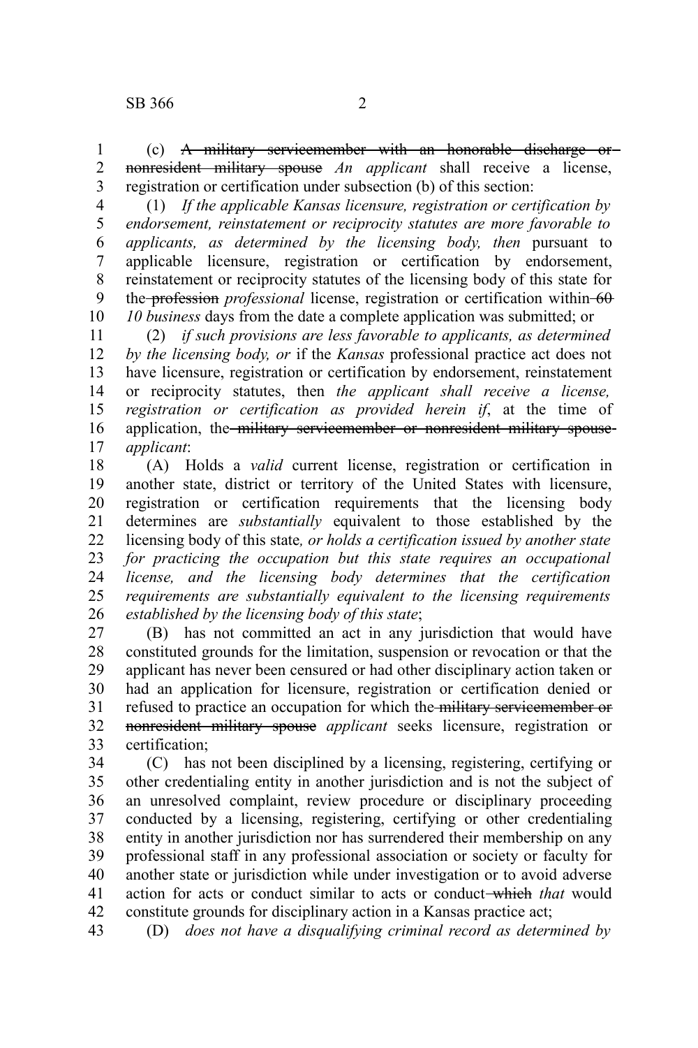(c) ~~A military servicemember with an honorable discharge or nonresident military spouse~~ *An applicant* shall receive a license, registration or certification under subsection (b) of this section:

(1) *If the applicable Kansas licensure, registration or certification by endorsement, reinstatement or reciprocity statutes are more favorable to applicants, as determined by the licensing body, then* pursuant to applicable licensure, registration or certification by endorsement, reinstatement or reciprocity statutes of the licensing body of this state for the ~~profession~~ *professional* license, registration or certification within ~~60~~ *10 business* days from the date a complete application was submitted; or

(2) *if such provisions are less favorable to applicants, as determined by the licensing body, or* if the *Kansas* professional practice act does not have licensure, registration or certification by endorsement, reinstatement or reciprocity statutes, then *the applicant shall receive a license, registration or certification as provided herein if*, at the time of application, the ~~military servicemember or nonresident military spouse~~ *applicant*:

(A) Holds a *valid* current license, registration or certification in another state, district or territory of the United States with licensure, registration or certification requirements that the licensing body determines are *substantially* equivalent to those established by the licensing body of this state*, or holds a certification issued by another state for practicing the occupation but this state requires an occupational license, and the licensing body determines that the certification requirements are substantially equivalent to the licensing requirements established by the licensing body of this state*;

(B) has not committed an act in any jurisdiction that would have constituted grounds for the limitation, suspension or revocation or that the applicant has never been censured or had other disciplinary action taken or had an application for licensure, registration or certification denied or refused to practice an occupation for which the ~~military servicemember or nonresident military spouse~~ *applicant* seeks licensure, registration or certification;

(C) has not been disciplined by a licensing, registering, certifying or other credentialing entity in another jurisdiction and is not the subject of an unresolved complaint, review procedure or disciplinary proceeding conducted by a licensing, registering, certifying or other credentialing entity in another jurisdiction nor has surrendered their membership on any professional staff in any professional association or society or faculty for another state or jurisdiction while under investigation or to avoid adverse action for acts or conduct similar to acts or conduct ~~which~~ *that* would constitute grounds for disciplinary action in a Kansas practice act;

(D) *does not have a disqualifying criminal record as determined by*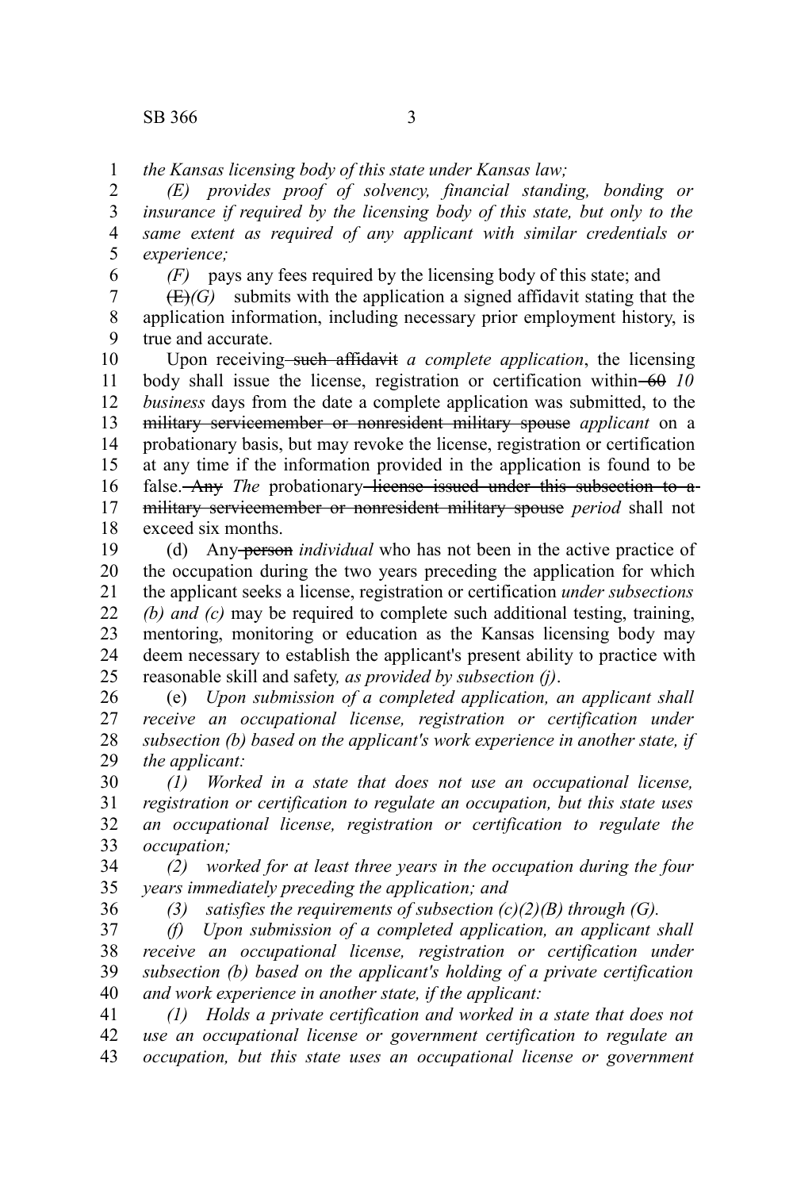*the Kansas licensing body of this state under Kansas law;*

*(E) provides proof of solvency, financial standing, bonding or insurance if required by the licensing body of this state, but only to the same extent as required of any applicant with similar credentials or experience;*

*(F)* pays any fees required by the licensing body of this state; and

~~(E)~~*(G)* submits with the application a signed affidavit stating that the application information, including necessary prior employment history, is true and accurate.

Upon receiving ~~such affidavit~~ *a complete application*, the licensing body shall issue the license, registration or certification within ~~60~~ *10 business* days from the date a complete application was submitted, to the ~~military servicemember or nonresident military spouse~~ *applicant* on a probationary basis, but may revoke the license, registration or certification at any time if the information provided in the application is found to be false. ~~Any~~ *The* probationary ~~license issued under this subsection to a military servicemember or nonresident military spouse~~ *period* shall not exceed six months.

(d) Any ~~person~~ *individual* who has not been in the active practice of the occupation during the two years preceding the application for which the applicant seeks a license, registration or certification *under subsections (b) and (c)* may be required to complete such additional testing, training, mentoring, monitoring or education as the Kansas licensing body may deem necessary to establish the applicant's present ability to practice with reasonable skill and safety*, as provided by subsection (j)*.

(e) *Upon submission of a completed application, an applicant shall receive an occupational license, registration or certification under subsection (b) based on the applicant's work experience in another state, if the applicant:*

*(1) Worked in a state that does not use an occupational license, registration or certification to regulate an occupation, but this state uses an occupational license, registration or certification to regulate the occupation;*

*(2) worked for at least three years in the occupation during the four years immediately preceding the application; and*

*(3) satisfies the requirements of subsection (c)(2)(B) through (G).*

*(f) Upon submission of a completed application, an applicant shall receive an occupational license, registration or certification under subsection (b) based on the applicant's holding of a private certification and work experience in another state, if the applicant:*

*(1) Holds a private certification and worked in a state that does not use an occupational license or government certification to regulate an occupation, but this state uses an occupational license or government*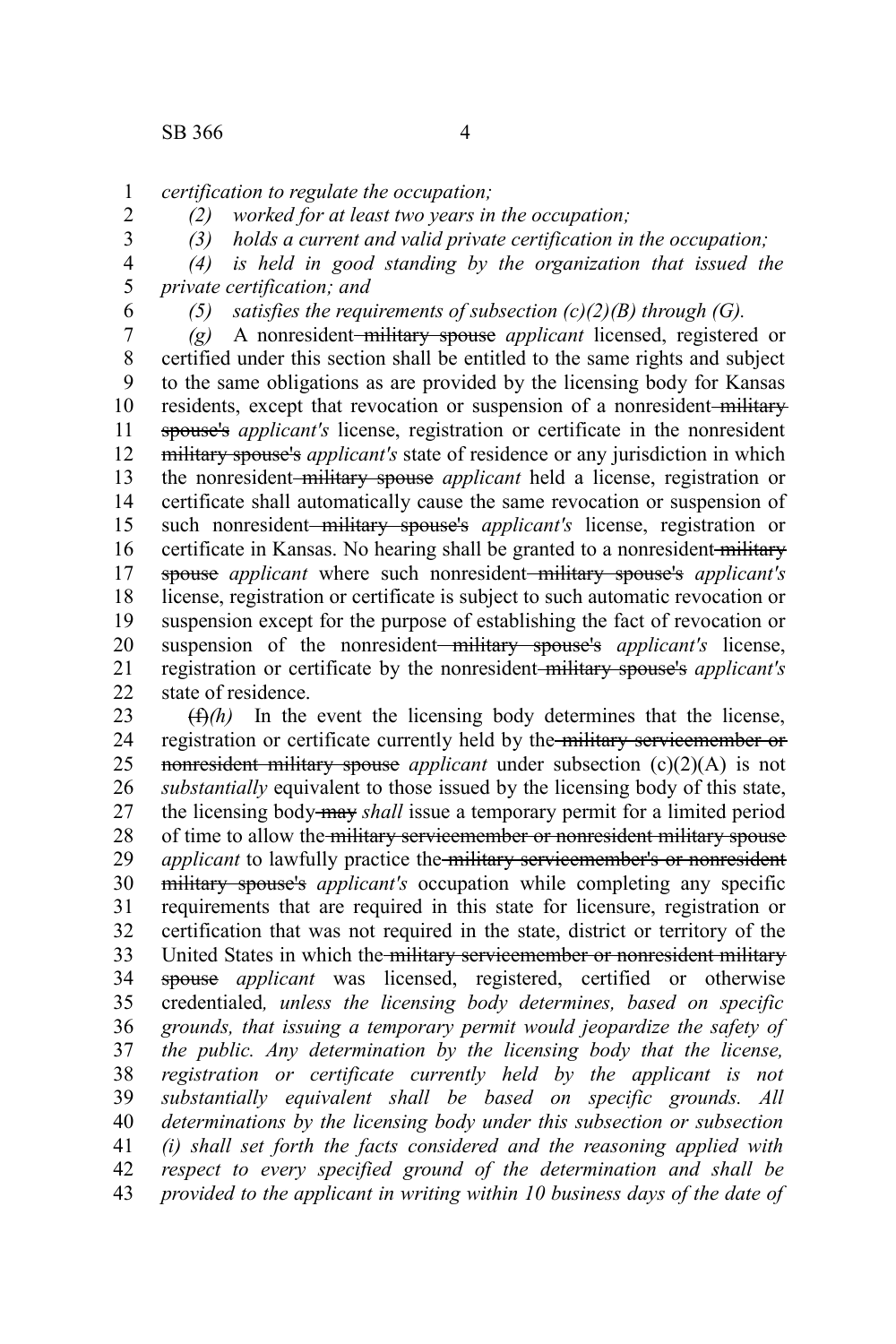*certification to regulate the occupation;*

*(2) worked for at least two years in the occupation;*

*(3) holds a current and valid private certification in the occupation;*

*(4) is held in good standing by the organization that issued the private certification; and*

*(5) satisfies the requirements of subsection (c)(2)(B) through (G).*

*(g)* A nonresident ~~military spouse~~ *applicant* licensed, registered or certified under this section shall be entitled to the same rights and subject to the same obligations as are provided by the licensing body for Kansas residents, except that revocation or suspension of a nonresident ~~military spouse's~~ *applicant's* license, registration or certificate in the nonresident ~~military spouse's~~ *applicant's* state of residence or any jurisdiction in which the nonresident ~~military spouse~~ *applicant* held a license, registration or certificate shall automatically cause the same revocation or suspension of such nonresident ~~military spouse's~~ *applicant's* license, registration or certificate in Kansas. No hearing shall be granted to a nonresident ~~military spouse~~ *applicant* where such nonresident ~~military spouse's~~ *applicant's* license, registration or certificate is subject to such automatic revocation or suspension except for the purpose of establishing the fact of revocation or suspension of the nonresident ~~military spouse's~~ *applicant's* license, registration or certificate by the nonresident ~~military spouse's~~ *applicant's* state of residence.

~~(f)~~*(h)* In the event the licensing body determines that the license, registration or certificate currently held by the ~~military servicemember or nonresident military spouse~~ *applicant* under subsection (c)(2)(A) is not *substantially* equivalent to those issued by the licensing body of this state, the licensing body ~~may~~ *shall* issue a temporary permit for a limited period of time to allow the ~~military servicemember or nonresident military spouse~~ *applicant* to lawfully practice the ~~military servicemember's or nonresident military spouse's~~ *applicant's* occupation while completing any specific requirements that are required in this state for licensure, registration or certification that was not required in the state, district or territory of the United States in which the ~~military servicemember or nonresident military spouse~~ *applicant* was licensed, registered, certified or otherwise credentialed*, unless the licensing body determines, based on specific grounds, that issuing a temporary permit would jeopardize the safety of the public. Any determination by the licensing body that the license, registration or certificate currently held by the applicant is not substantially equivalent shall be based on specific grounds. All determinations by the licensing body under this subsection or subsection (i) shall set forth the facts considered and the reasoning applied with respect to every specified ground of the determination and shall be provided to the applicant in writing within 10 business days of the date of*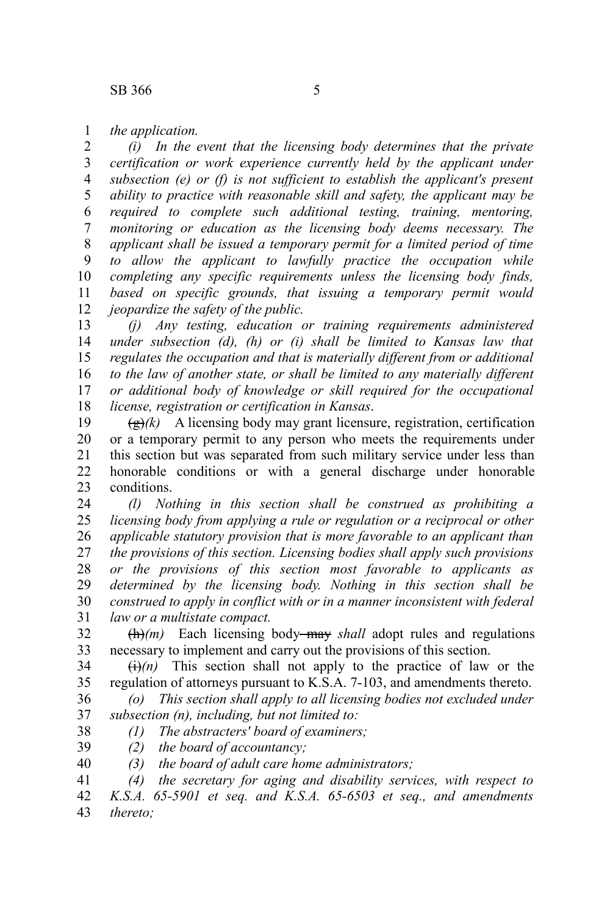*the application.*

*(i) In the event that the licensing body determines that the private certification or work experience currently held by the applicant under subsection (e) or (f) is not sufficient to establish the applicant's present ability to practice with reasonable skill and safety, the applicant may be required to complete such additional testing, training, mentoring, monitoring or education as the licensing body deems necessary. The applicant shall be issued a temporary permit for a limited period of time to allow the applicant to lawfully practice the occupation while completing any specific requirements unless the licensing body finds, based on specific grounds, that issuing a temporary permit would jeopardize the safety of the public.*

*(j) Any testing, education or training requirements administered under subsection (d), (h) or (i) shall be limited to Kansas law that regulates the occupation and that is materially different from or additional to the law of another state, or shall be limited to any materially different or additional body of knowledge or skill required for the occupational license, registration or certification in Kansas*.

~~(g)~~*(k)* A licensing body may grant licensure, registration, certification or a temporary permit to any person who meets the requirements under this section but was separated from such military service under less than honorable conditions or with a general discharge under honorable conditions.

*(l) Nothing in this section shall be construed as prohibiting a licensing body from applying a rule or regulation or a reciprocal or other applicable statutory provision that is more favorable to an applicant than the provisions of this section. Licensing bodies shall apply such provisions or the provisions of this section most favorable to applicants as determined by the licensing body. Nothing in this section shall be construed to apply in conflict with or in a manner inconsistent with federal law or a multistate compact.*

~~(h)~~*(m)* Each licensing body ~~may~~ *shall* adopt rules and regulations necessary to implement and carry out the provisions of this section.

~~(i)~~*(n)* This section shall not apply to the practice of law or the regulation of attorneys pursuant to K.S.A. 7-103, and amendments thereto.

*(o) This section shall apply to all licensing bodies not excluded under subsection (n), including, but not limited to:*

*(1) The abstracters' board of examiners;*

*(2) the board of accountancy;*

*(3) the board of adult care home administrators;*

*(4) the secretary for aging and disability services, with respect to K.S.A. 65-5901 et seq. and K.S.A. 65-6503 et seq., and amendments thereto;*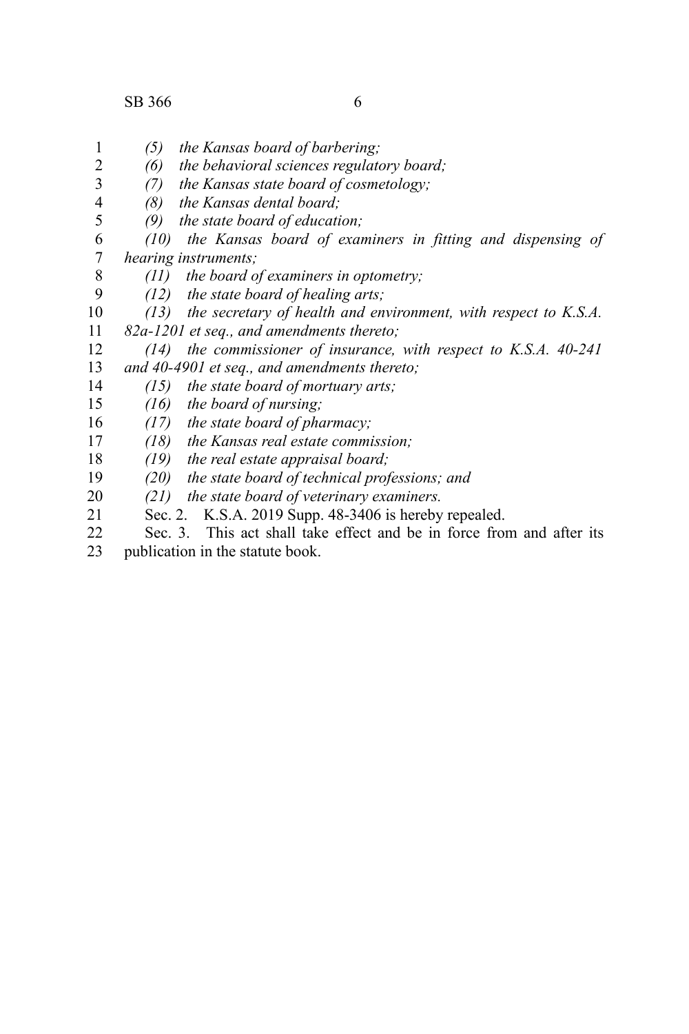*(5) the Kansas board of barbering;*

*(6) the behavioral sciences regulatory board;*

*(7) the Kansas state board of cosmetology;*

*(8) the Kansas dental board;*

*(9) the state board of education;*

*(10) the Kansas board of examiners in fitting and dispensing of hearing instruments;*

*(11) the board of examiners in optometry;*

*(12) the state board of healing arts;*

*(13) the secretary of health and environment, with respect to K.S.A. 82a-1201 et seq., and amendments thereto;*

*(14) the commissioner of insurance, with respect to K.S.A. 40-241 and 40-4901 et seq., and amendments thereto;*

*(15) the state board of mortuary arts;*

*(16) the board of nursing;*

*(17) the state board of pharmacy;*

*(18) the Kansas real estate commission;*

*(19) the real estate appraisal board;*

*(20) the state board of technical professions; and*

*(21) the state board of veterinary examiners.*

Sec. 2. K.S.A. 2019 Supp. 48-3406 is hereby repealed.

Sec. 3. This act shall take effect and be in force from and after its publication in the statute book.